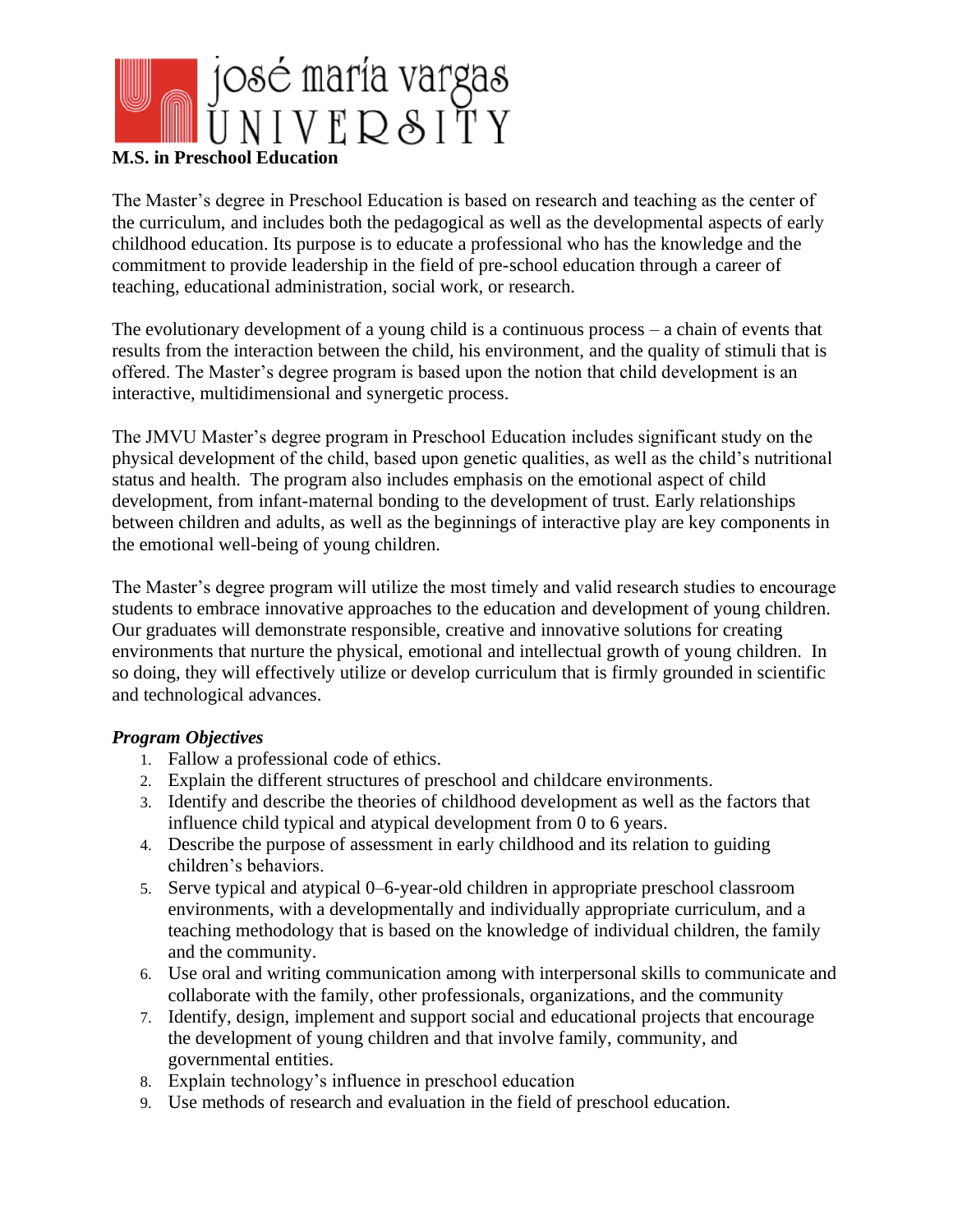# M.S. in Preschool Education

The Master's degree in Preschool Education is based on research and teaching as the center of the curriculum, and includes both the pedagogical as well as the developmental aspects of early childhood education. Its purpose is to educate a professional who has the knowledge and the commitment to provide leadership in the field of pre-school education through a career of teaching, educational administration, social work, or research.

The evolutionary development of a young child is a continuous process – a chain of events that results from the interaction between the child, his environment, and the quality of stimuli that is offered. The Master's degree program is based upon the notion that child development is an interactive, multidimensional and synergetic process.

The JMVU Master's degree program in Preschool Education includes significant study on the physical development of the child, based upon genetic qualities, as well as the child's nutritional status and health. The program also includes emphasis on the emotional aspect of child development, from infant-maternal bonding to the development of trust. Early relationships between children and adults, as well as the beginnings of interactive play are key components in the emotional well-being of young children.

The Master's degree program will utilize the most timely and valid research studies to encourage students to embrace innovative approaches to the education and development of young children. Our graduates will demonstrate responsible, creative and innovative solutions for creating environments that nurture the physical, emotional and intellectual growth of young children. In so doing, they will effectively utilize or develop curriculum that is firmly grounded in scientific and technological advances.

### *Program Objectives*

1. Fallow a professional code of ethics.
2. Explain the different structures of preschool and childcare environments.
3. Identify and describe the theories of childhood development as well as the factors that influence child typical and atypical development from 0 to 6 years.
4. Describe the purpose of assessment in early childhood and its relation to guiding children's behaviors.
5. Serve typical and atypical 0–6-year-old children in appropriate preschool classroom environments, with a developmentally and individually appropriate curriculum, and a teaching methodology that is based on the knowledge of individual children, the family and the community.
6. Use oral and writing communication among with interpersonal skills to communicate and collaborate with the family, other professionals, organizations, and the community
7. Identify, design, implement and support social and educational projects that encourage the development of young children and that involve family, community, and governmental entities.
8. Explain technology's influence in preschool education
9. Use methods of research and evaluation in the field of preschool education.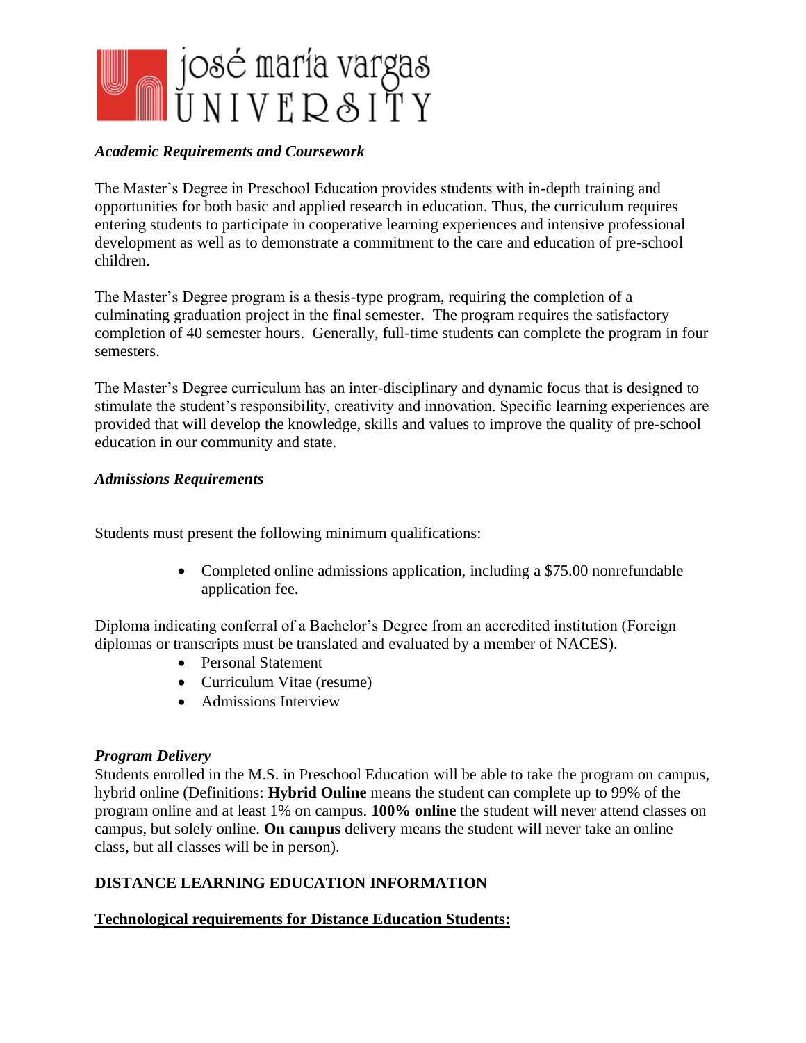*Academic Requirements and Coursework*

The Master's Degree in Preschool Education provides students with in-depth training and opportunities for both basic and applied research in education. Thus, the curriculum requires entering students to participate in cooperative learning experiences and intensive professional development as well as to demonstrate a commitment to the care and education of pre-school children.

The Master's Degree program is a thesis-type program, requiring the completion of a culminating graduation project in the final semester. The program requires the satisfactory completion of 40 semester hours. Generally, full-time students can complete the program in four semesters.

The Master's Degree curriculum has an inter-disciplinary and dynamic focus that is designed to stimulate the student's responsibility, creativity and innovation. Specific learning experiences are provided that will develop the knowledge, skills and values to improve the quality of pre-school education in our community and state.

*Admissions Requirements*

Students must present the following minimum qualifications:

- Completed online admissions application, including a $75.00 nonrefundable application fee.

Diploma indicating conferral of a Bachelor's Degree from an accredited institution (Foreign diplomas or transcripts must be translated and evaluated by a member of NACES).

- Personal Statement
- Curriculum Vitae (resume)
- Admissions Interview

***Program Delivery***

Students enrolled in the M.S. in Preschool Education will be able to take the program on campus, hybrid online (Definitions: **Hybrid Online** means the student can complete up to 99% of the program online and at least 1% on campus. **100% online** the student will never attend classes on campus, but solely online. **On campus** delivery means the student will never take an online class, but all classes will be in person).

**DISTANCE LEARNING EDUCATION INFORMATION**

**Technological requirements for Distance Education Students:**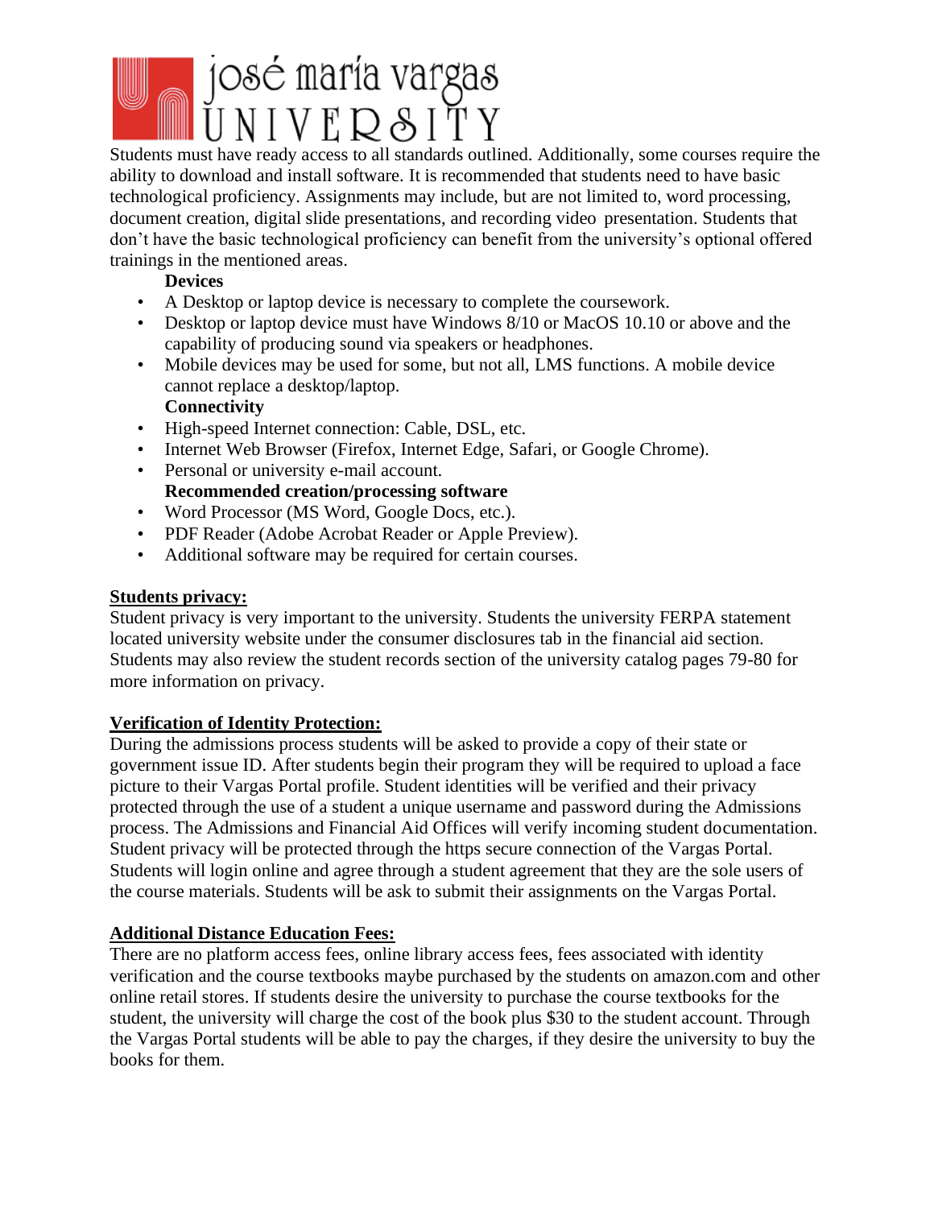Students must have ready access to all standards outlined. Additionally, some courses require the ability to download and install software. It is recommended that students need to have basic technological proficiency. Assignments may include, but are not limited to, word processing, document creation, digital slide presentations, and recording video presentation. Students that don't have the basic technological proficiency can benefit from the university's optional offered trainings in the mentioned areas.

**Devices**

- A Desktop or laptop device is necessary to complete the coursework.
- Desktop or laptop device must have Windows 8/10 or MacOS 10.10 or above and the capability of producing sound via speakers or headphones.
- Mobile devices may be used for some, but not all, LMS functions. A mobile device cannot replace a desktop/laptop.

**Connectivity**

- High-speed Internet connection: Cable, DSL, etc.
- Internet Web Browser (Firefox, Internet Edge, Safari, or Google Chrome).
- Personal or university e-mail account.

**Recommended creation/processing software**

- Word Processor (MS Word, Google Docs, etc.).
- PDF Reader (Adobe Acrobat Reader or Apple Preview).
- Additional software may be required for certain courses.

## Students privacy:

Student privacy is very important to the university. Students the university FERPA statement located university website under the consumer disclosures tab in the financial aid section. Students may also review the student records section of the university catalog pages 79-80 for more information on privacy.

## Verification of Identity Protection:

During the admissions process students will be asked to provide a copy of their state or government issue ID. After students begin their program they will be required to upload a face picture to their Vargas Portal profile. Student identities will be verified and their privacy protected through the use of a student a unique username and password during the Admissions process. The Admissions and Financial Aid Offices will verify incoming student documentation. Student privacy will be protected through the https secure connection of the Vargas Portal. Students will login online and agree through a student agreement that they are the sole users of the course materials. Students will be ask to submit their assignments on the Vargas Portal.

## Additional Distance Education Fees:

There are no platform access fees, online library access fees, fees associated with identity verification and the course textbooks maybe purchased by the students on amazon.com and other online retail stores. If students desire the university to purchase the course textbooks for the student, the university will charge the cost of the book plus $30 to the student account. Through the Vargas Portal students will be able to pay the charges, if they desire the university to buy the books for them.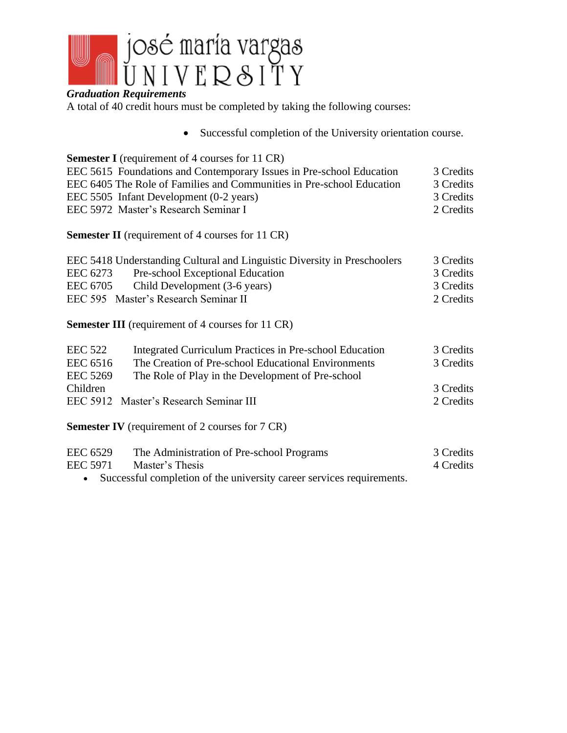**José María Vargas University**

***Graduation Requirements***

A total of 40 credit hours must be completed by taking the following courses:

- Successful completion of the University orientation course.

**Semester I** (requirement of 4 courses for 11 CR)

| | | |
|---|---|---|
| EEC 5615 | Foundations and Contemporary Issues in Pre-school Education | 3 Credits |
| EEC 6405 | The Role of Families and Communities in Pre-school Education | 3 Credits |
| EEC 5505 | Infant Development (0-2 years) | 3 Credits |
| EEC 5972 | Master's Research Seminar I | 2 Credits |

**Semester II** (requirement of 4 courses for 11 CR)

| | | |
|---|---|---|
| EEC 5418 | Understanding Cultural and Linguistic Diversity in Preschoolers | 3 Credits |
| EEC 6273 | Pre-school Exceptional Education | 3 Credits |
| EEC 6705 | Child Development (3-6 years) | 3 Credits |
| EEC 595 | Master's Research Seminar II | 2 Credits |

**Semester III** (requirement of 4 courses for 11 CR)

| | | |
|---|---|---|
| EEC 522 | Integrated Curriculum Practices in Pre-school Education | 3 Credits |
| EEC 6516 | The Creation of Pre-school Educational Environments | 3 Credits |
| EEC 5269 | The Role of Play in the Development of Pre-school Children | 3 Credits |
| EEC 5912 | Master's Research Seminar III | 2 Credits |

**Semester IV** (requirement of 2 courses for 7 CR)

| | | |
|---|---|---|
| EEC 6529 | The Administration of Pre-school Programs | 3 Credits |
| EEC 5971 | Master's Thesis | 4 Credits |

- Successful completion of the university career services requirements.